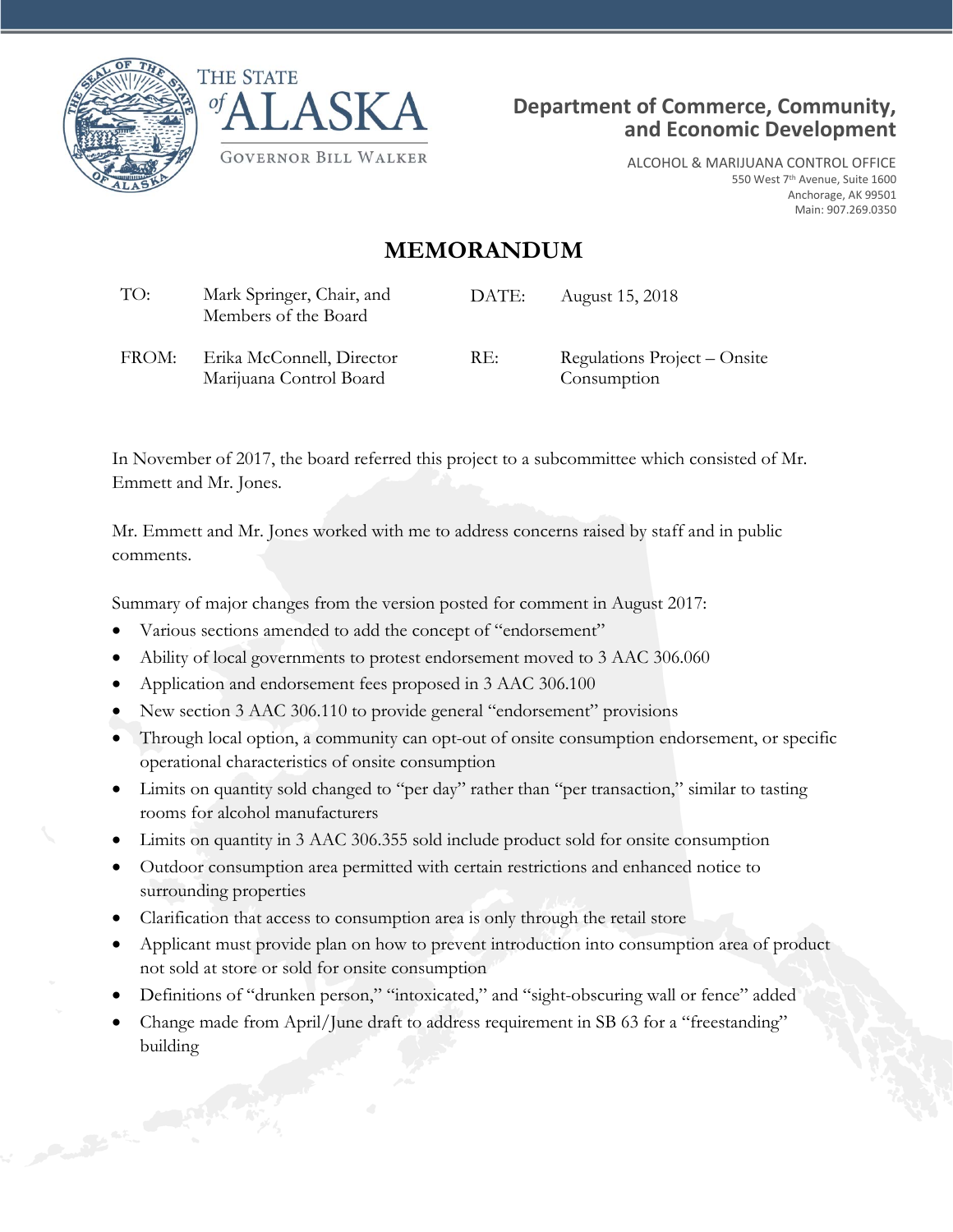THE STATE of ALASKA

GOVERNOR BILL WALKER

**Department of Commerce, Community, and Economic Development**

ALCOHOL & MARIJUANA CONTROL OFFICE
550 West 7th Avenue, Suite 1600
Anchorage, AK 99501
Main: 907.269.0350

# MEMORANDUM

| | | | |
|---|---|---|---|
| TO: | Mark Springer, Chair, and Members of the Board | DATE: | August 15, 2018 |
| FROM: | Erika McConnell, Director Marijuana Control Board | RE: | Regulations Project – Onsite Consumption |

In November of 2017, the board referred this project to a subcommittee which consisted of Mr. Emmett and Mr. Jones.

Mr. Emmett and Mr. Jones worked with me to address concerns raised by staff and in public comments.

Summary of major changes from the version posted for comment in August 2017:

- Various sections amended to add the concept of "endorsement"
- Ability of local governments to protest endorsement moved to 3 AAC 306.060
- Application and endorsement fees proposed in 3 AAC 306.100
- New section 3 AAC 306.110 to provide general "endorsement" provisions
- Through local option, a community can opt-out of onsite consumption endorsement, or specific operational characteristics of onsite consumption
- Limits on quantity sold changed to "per day" rather than "per transaction," similar to tasting rooms for alcohol manufacturers
- Limits on quantity in 3 AAC 306.355 sold include product sold for onsite consumption
- Outdoor consumption area permitted with certain restrictions and enhanced notice to surrounding properties
- Clarification that access to consumption area is only through the retail store
- Applicant must provide plan on how to prevent introduction into consumption area of product not sold at store or sold for onsite consumption
- Definitions of "drunken person," "intoxicated," and "sight-obscuring wall or fence" added
- Change made from April/June draft to address requirement in SB 63 for a "freestanding" building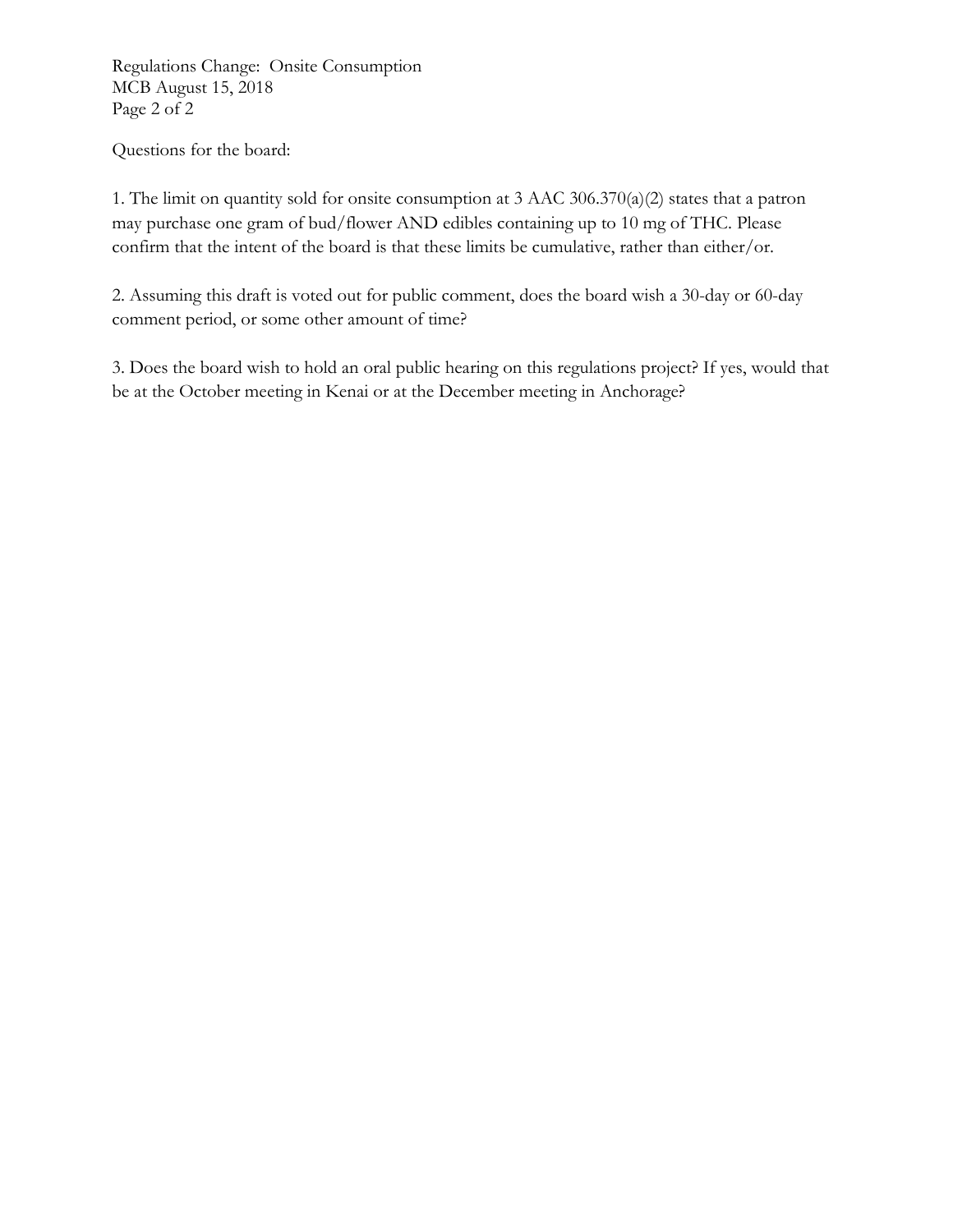Questions for the board:

1. The limit on quantity sold for onsite consumption at 3 AAC 306.370(a)(2) states that a patron may purchase one gram of bud/flower AND edibles containing up to 10 mg of THC. Please confirm that the intent of the board is that these limits be cumulative, rather than either/or.

2. Assuming this draft is voted out for public comment, does the board wish a 30-day or 60-day comment period, or some other amount of time?

3. Does the board wish to hold an oral public hearing on this regulations project? If yes, would that be at the October meeting in Kenai or at the December meeting in Anchorage?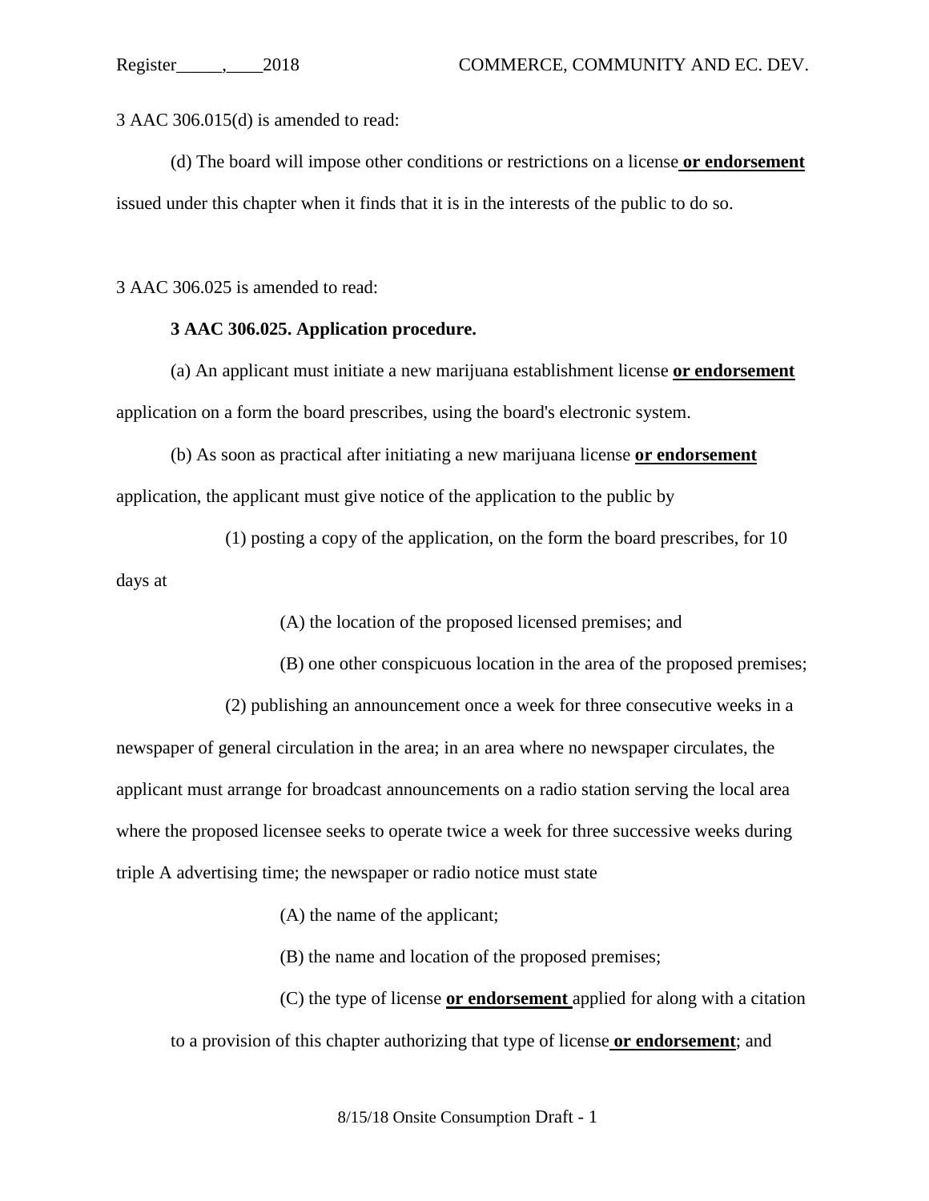3 AAC 306.015(d) is amended to read:

(d) The board will impose other conditions or restrictions on a license **or endorsement** issued under this chapter when it finds that it is in the interests of the public to do so.

3 AAC 306.025 is amended to read:

**3 AAC 306.025. Application procedure.**

(a) An applicant must initiate a new marijuana establishment license **or endorsement** application on a form the board prescribes, using the board's electronic system.

(b) As soon as practical after initiating a new marijuana license **or endorsement** application, the applicant must give notice of the application to the public by

(1) posting a copy of the application, on the form the board prescribes, for 10 days at

(A) the location of the proposed licensed premises; and

(B) one other conspicuous location in the area of the proposed premises;

(2) publishing an announcement once a week for three consecutive weeks in a newspaper of general circulation in the area; in an area where no newspaper circulates, the applicant must arrange for broadcast announcements on a radio station serving the local area where the proposed licensee seeks to operate twice a week for three successive weeks during triple A advertising time; the newspaper or radio notice must state

(A) the name of the applicant;

(B) the name and location of the proposed premises;

(C) the type of license **or endorsement** applied for along with a citation to a provision of this chapter authorizing that type of license **or endorsement**; and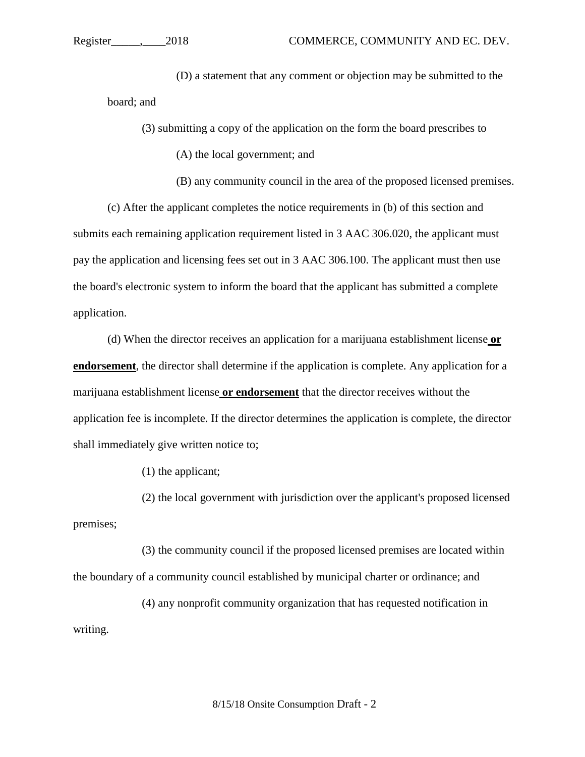(D) a statement that any comment or objection may be submitted to the board; and

(3) submitting a copy of the application on the form the board prescribes to

(A) the local government; and

(B) any community council in the area of the proposed licensed premises.

(c) After the applicant completes the notice requirements in (b) of this section and submits each remaining application requirement listed in 3 AAC 306.020, the applicant must pay the application and licensing fees set out in 3 AAC 306.100. The applicant must then use the board's electronic system to inform the board that the applicant has submitted a complete application.

(d) When the director receives an application for a marijuana establishment license **<u>or endorsement</u>**, the director shall determine if the application is complete. Any application for a marijuana establishment license **<u>or endorsement</u>** that the director receives without the application fee is incomplete. If the director determines the application is complete, the director shall immediately give written notice to;

(1) the applicant;

(2) the local government with jurisdiction over the applicant's proposed licensed premises;

(3) the community council if the proposed licensed premises are located within the boundary of a community council established by municipal charter or ordinance; and

(4) any nonprofit community organization that has requested notification in writing.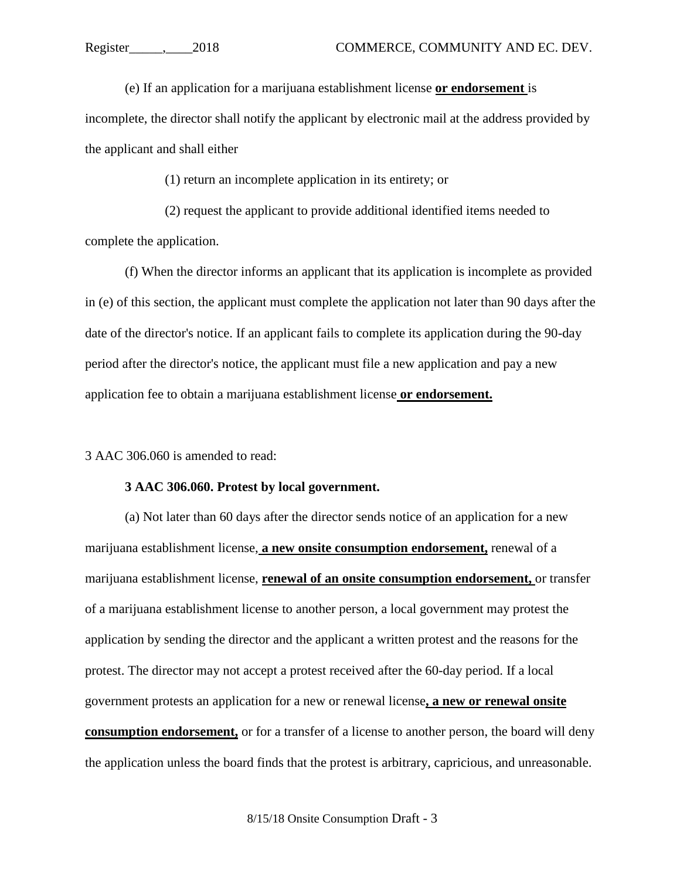(e) If an application for a marijuana establishment license **or endorsement** is incomplete, the director shall notify the applicant by electronic mail at the address provided by the applicant and shall either

(1) return an incomplete application in its entirety; or

(2) request the applicant to provide additional identified items needed to complete the application.

(f) When the director informs an applicant that its application is incomplete as provided in (e) of this section, the applicant must complete the application not later than 90 days after the date of the director's notice. If an applicant fails to complete its application during the 90-day period after the director's notice, the applicant must file a new application and pay a new application fee to obtain a marijuana establishment license **or endorsement.**

3 AAC 306.060 is amended to read:

**3 AAC 306.060. Protest by local government.**

(a) Not later than 60 days after the director sends notice of an application for a new marijuana establishment license, **a new onsite consumption endorsement,** renewal of a marijuana establishment license, **renewal of an onsite consumption endorsement,** or transfer of a marijuana establishment license to another person, a local government may protest the application by sending the director and the applicant a written protest and the reasons for the protest. The director may not accept a protest received after the 60-day period. If a local government protests an application for a new or renewal license**, a new or renewal onsite consumption endorsement,** or for a transfer of a license to another person, the board will deny the application unless the board finds that the protest is arbitrary, capricious, and unreasonable.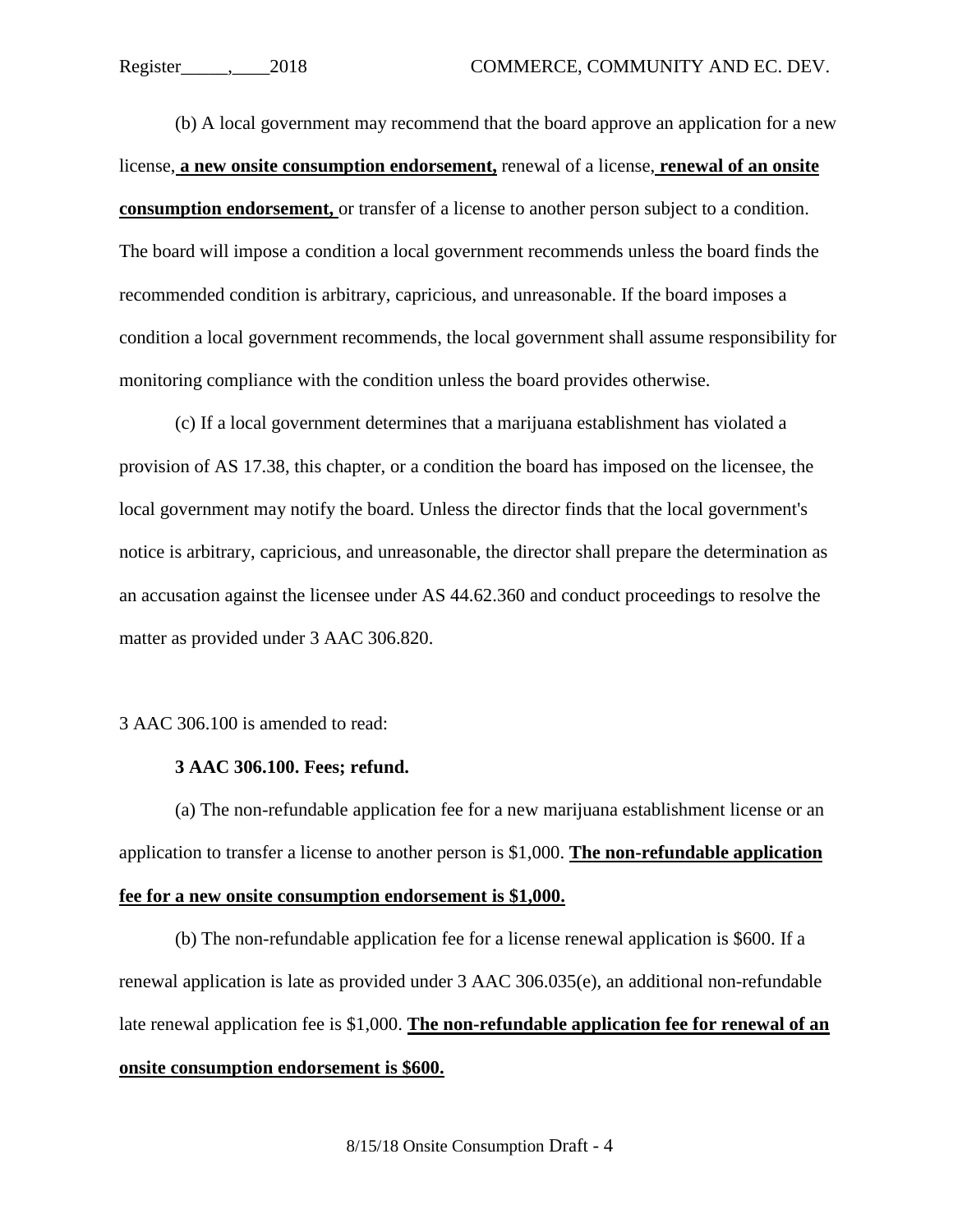(b) A local government may recommend that the board approve an application for a new license, **a new onsite consumption endorsement,** renewal of a license, **renewal of an onsite consumption endorsement,** or transfer of a license to another person subject to a condition. The board will impose a condition a local government recommends unless the board finds the recommended condition is arbitrary, capricious, and unreasonable. If the board imposes a condition a local government recommends, the local government shall assume responsibility for monitoring compliance with the condition unless the board provides otherwise.

(c) If a local government determines that a marijuana establishment has violated a provision of AS 17.38, this chapter, or a condition the board has imposed on the licensee, the local government may notify the board. Unless the director finds that the local government's notice is arbitrary, capricious, and unreasonable, the director shall prepare the determination as an accusation against the licensee under AS 44.62.360 and conduct proceedings to resolve the matter as provided under 3 AAC 306.820.

3 AAC 306.100 is amended to read:

**3 AAC 306.100. Fees; refund.**

(a) The non-refundable application fee for a new marijuana establishment license or an application to transfer a license to another person is $1,000. **The non-refundable application fee for a new onsite consumption endorsement is $1,000.**

(b) The non-refundable application fee for a license renewal application is $600. If a renewal application is late as provided under 3 AAC 306.035(e), an additional non-refundable late renewal application fee is $1,000. **The non-refundable application fee for renewal of an onsite consumption endorsement is $600.**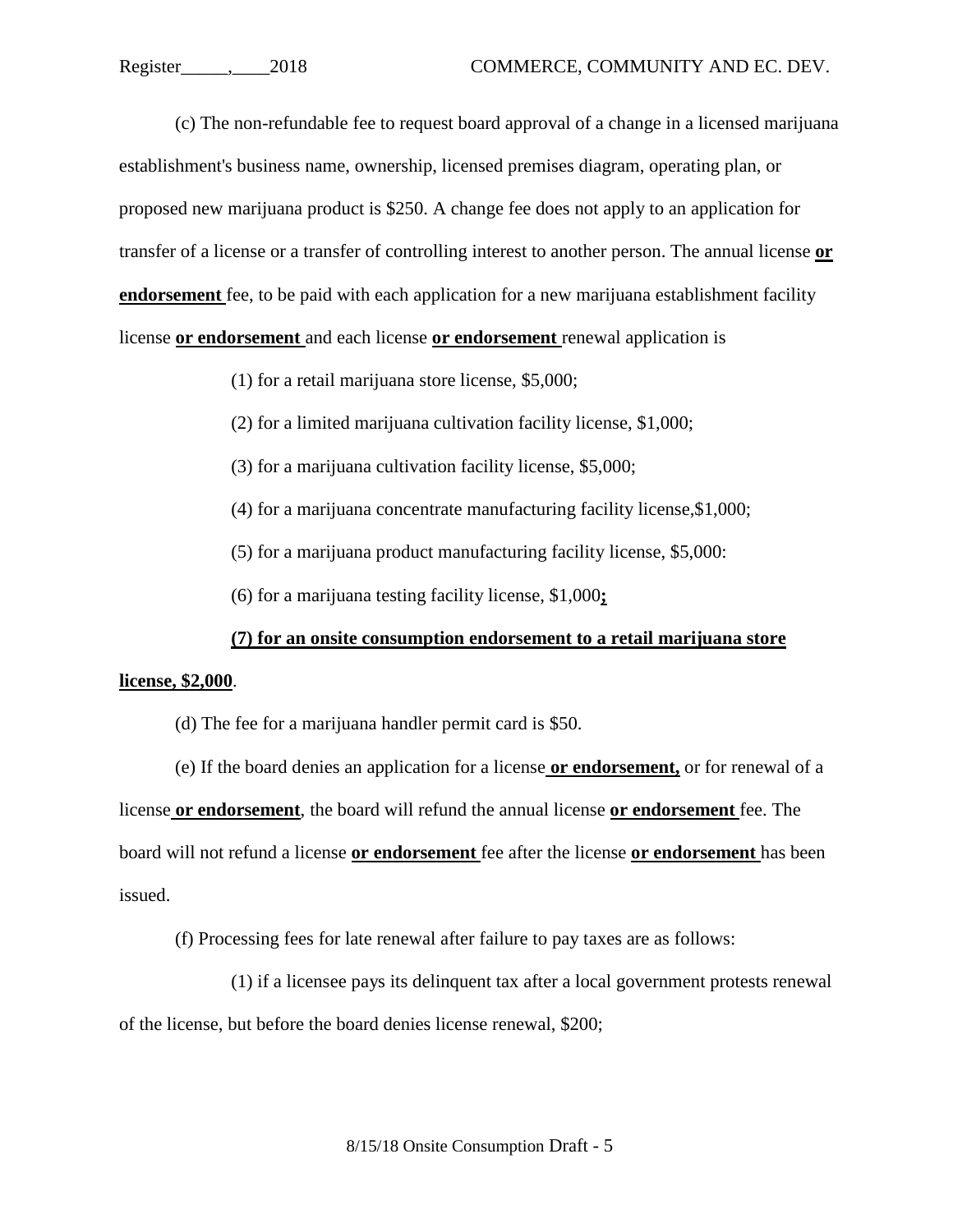(c) The non-refundable fee to request board approval of a change in a licensed marijuana establishment's business name, ownership, licensed premises diagram, operating plan, or proposed new marijuana product is $250. A change fee does not apply to an application for transfer of a license or a transfer of controlling interest to another person. The annual license **or endorsement** fee, to be paid with each application for a new marijuana establishment facility license **or endorsement** and each license **or endorsement** renewal application is

(1) for a retail marijuana store license, $5,000;

(2) for a limited marijuana cultivation facility license, $1,000;

(3) for a marijuana cultivation facility license, $5,000;

(4) for a marijuana concentrate manufacturing facility license,$1,000;

(5) for a marijuana product manufacturing facility license, $5,000:

(6) for a marijuana testing facility license, $1,000**;**

**(7) for an onsite consumption endorsement to a retail marijuana store license, $2,000**.

(d) The fee for a marijuana handler permit card is $50.

(e) If the board denies an application for a license **or endorsement,** or for renewal of a license **or endorsement**, the board will refund the annual license **or endorsement** fee. The board will not refund a license **or endorsement** fee after the license **or endorsement** has been issued.

(f) Processing fees for late renewal after failure to pay taxes are as follows:

(1) if a licensee pays its delinquent tax after a local government protests renewal of the license, but before the board denies license renewal, $200;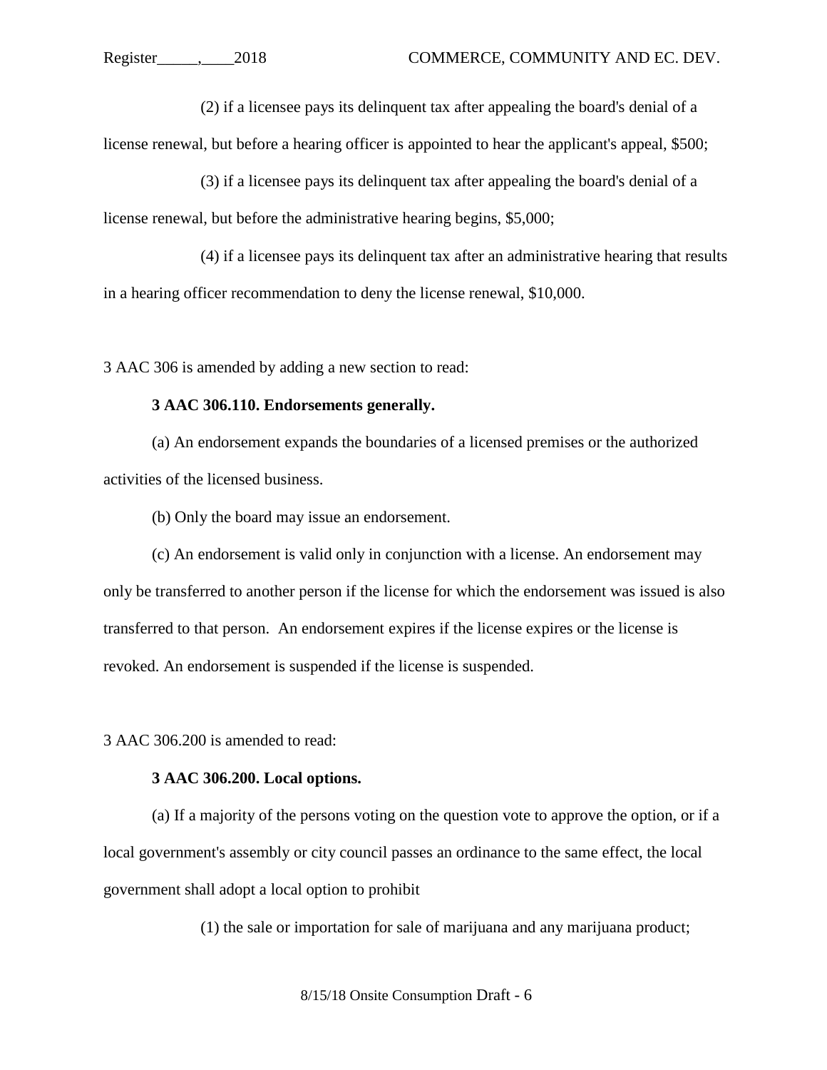(2) if a licensee pays its delinquent tax after appealing the board's denial of a license renewal, but before a hearing officer is appointed to hear the applicant's appeal, $500;

(3) if a licensee pays its delinquent tax after appealing the board's denial of a license renewal, but before the administrative hearing begins, $5,000;

(4) if a licensee pays its delinquent tax after an administrative hearing that results in a hearing officer recommendation to deny the license renewal, $10,000.

3 AAC 306 is amended by adding a new section to read:

**3 AAC 306.110. Endorsements generally.**

(a) An endorsement expands the boundaries of a licensed premises or the authorized activities of the licensed business.

(b) Only the board may issue an endorsement.

(c) An endorsement is valid only in conjunction with a license. An endorsement may only be transferred to another person if the license for which the endorsement was issued is also transferred to that person. An endorsement expires if the license expires or the license is revoked. An endorsement is suspended if the license is suspended.

3 AAC 306.200 is amended to read:

**3 AAC 306.200. Local options.**

(a) If a majority of the persons voting on the question vote to approve the option, or if a local government's assembly or city council passes an ordinance to the same effect, the local government shall adopt a local option to prohibit

(1) the sale or importation for sale of marijuana and any marijuana product;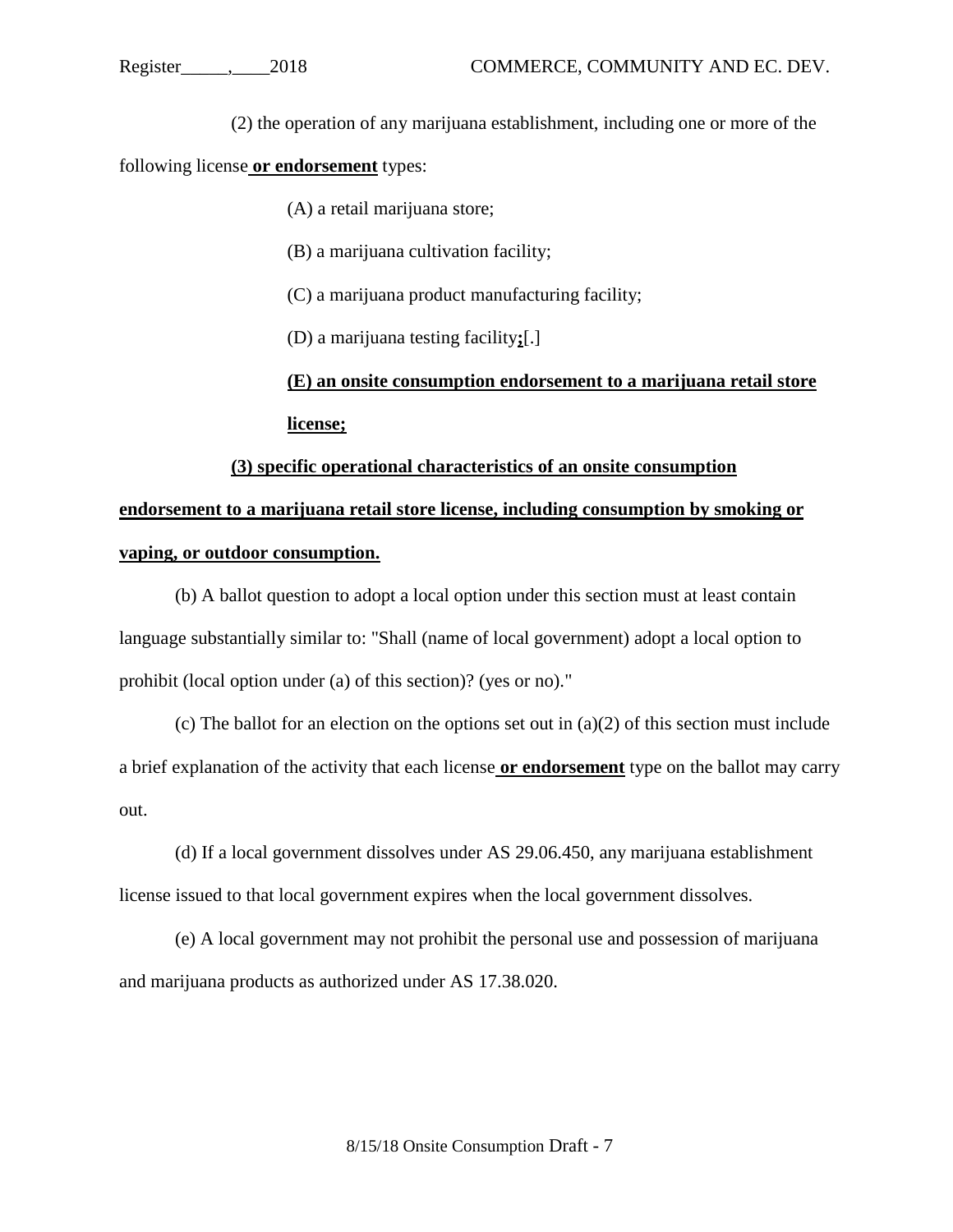(2) the operation of any marijuana establishment, including one or more of the following license **or endorsement** types:

(A) a retail marijuana store;

(B) a marijuana cultivation facility;

(C) a marijuana product manufacturing facility;

(D) a marijuana testing facility**;**[.]

**(E) an onsite consumption endorsement to a marijuana retail store license;**

**(3) specific operational characteristics of an onsite consumption endorsement to a marijuana retail store license, including consumption by smoking or vaping, or outdoor consumption.**

(b) A ballot question to adopt a local option under this section must at least contain language substantially similar to: "Shall (name of local government) adopt a local option to prohibit (local option under (a) of this section)? (yes or no)."

(c) The ballot for an election on the options set out in (a)(2) of this section must include a brief explanation of the activity that each license **or endorsement** type on the ballot may carry out.

(d) If a local government dissolves under AS 29.06.450, any marijuana establishment license issued to that local government expires when the local government dissolves.

(e) A local government may not prohibit the personal use and possession of marijuana and marijuana products as authorized under AS 17.38.020.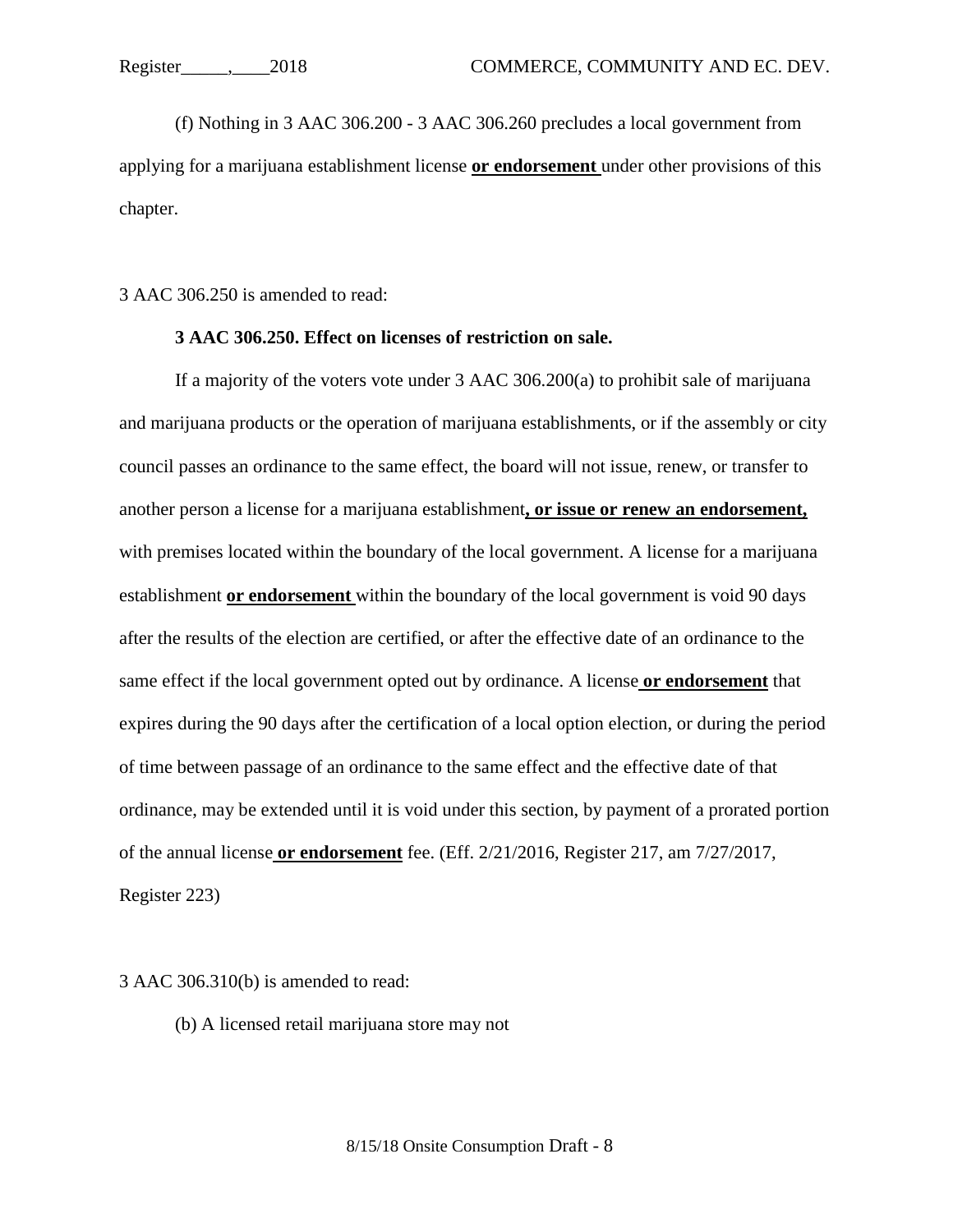(f) Nothing in 3 AAC 306.200 - 3 AAC 306.260 precludes a local government from applying for a marijuana establishment license **<u>or endorsement</u>** under other provisions of this chapter.

3 AAC 306.250 is amended to read:

**3 AAC 306.250. Effect on licenses of restriction on sale.**

If a majority of the voters vote under 3 AAC 306.200(a) to prohibit sale of marijuana and marijuana products or the operation of marijuana establishments, or if the assembly or city council passes an ordinance to the same effect, the board will not issue, renew, or transfer to another person a license for a marijuana establishment**<u>, or issue or renew an endorsement,</u>** with premises located within the boundary of the local government. A license for a marijuana establishment **<u>or endorsement</u>** within the boundary of the local government is void 90 days after the results of the election are certified, or after the effective date of an ordinance to the same effect if the local government opted out by ordinance. A license **<u>or endorsement</u>** that expires during the 90 days after the certification of a local option election, or during the period of time between passage of an ordinance to the same effect and the effective date of that ordinance, may be extended until it is void under this section, by payment of a prorated portion of the annual license **<u>or endorsement</u>** fee. (Eff. 2/21/2016, Register 217, am 7/27/2017, Register 223)

3 AAC 306.310(b) is amended to read:

(b) A licensed retail marijuana store may not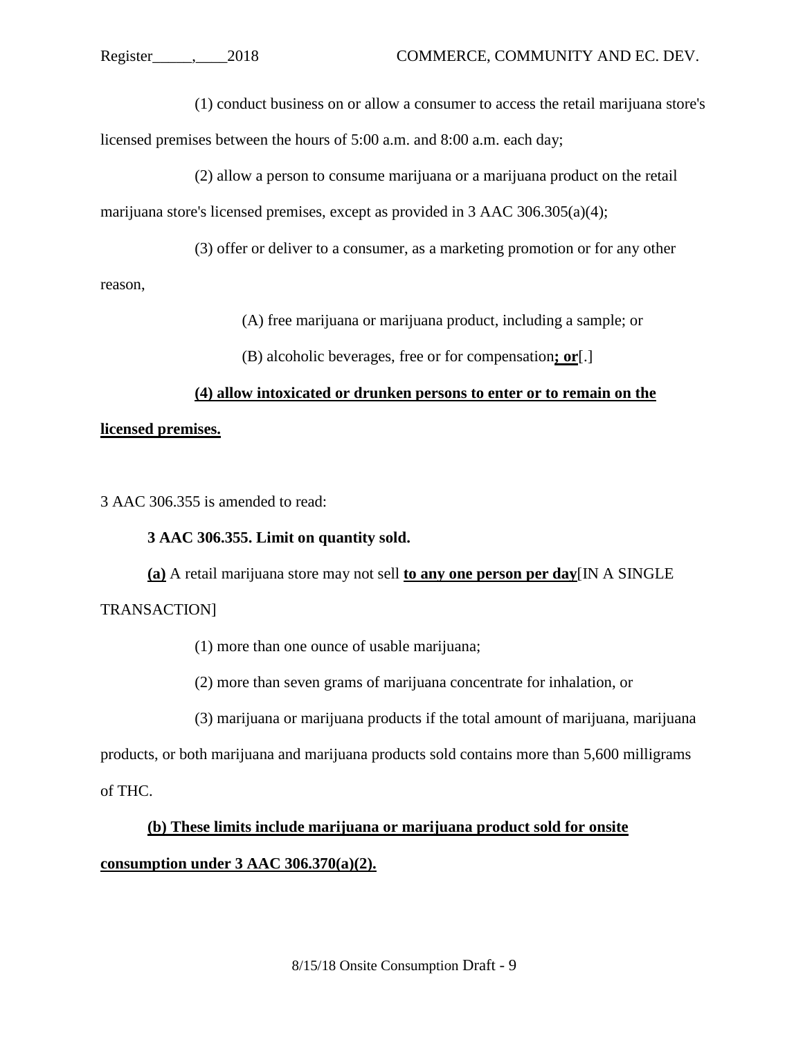(1) conduct business on or allow a consumer to access the retail marijuana store's licensed premises between the hours of 5:00 a.m. and 8:00 a.m. each day;

(2) allow a person to consume marijuana or a marijuana product on the retail marijuana store's licensed premises, except as provided in 3 AAC 306.305(a)(4);

(3) offer or deliver to a consumer, as a marketing promotion or for any other reason,

(A) free marijuana or marijuana product, including a sample; or

(B) alcoholic beverages, free or for compensation**; or**[.]

**(4) allow intoxicated or drunken persons to enter or to remain on the licensed premises.**

3 AAC 306.355 is amended to read:

**3 AAC 306.355. Limit on quantity sold.**

**(a)** A retail marijuana store may not sell **to any one person per day**[IN A SINGLE TRANSACTION]

(1) more than one ounce of usable marijuana;

(2) more than seven grams of marijuana concentrate for inhalation, or

(3) marijuana or marijuana products if the total amount of marijuana, marijuana products, or both marijuana and marijuana products sold contains more than 5,600 milligrams of THC.

**(b) These limits include marijuana or marijuana product sold for onsite consumption under 3 AAC 306.370(a)(2).**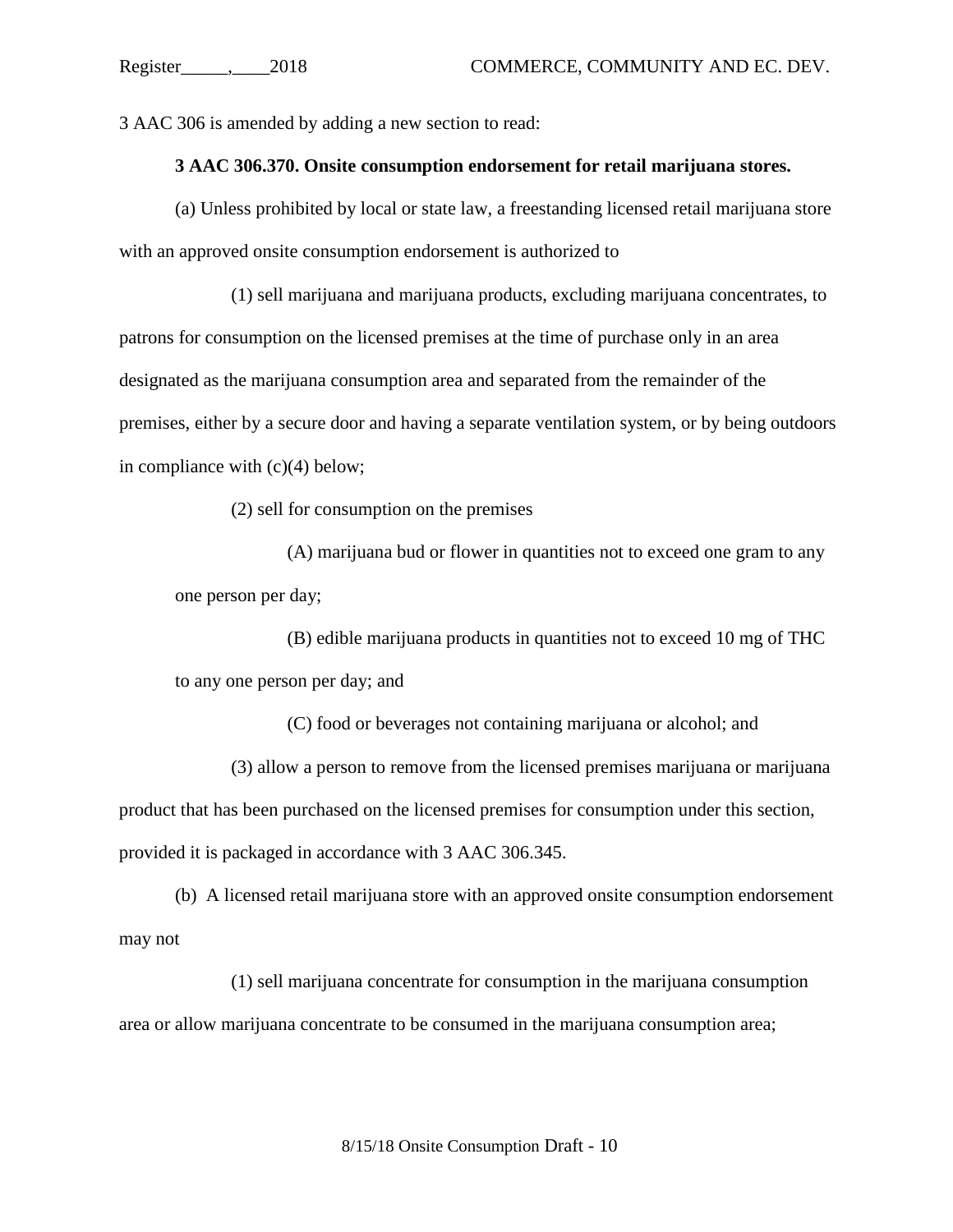3 AAC 306 is amended by adding a new section to read:

**3 AAC 306.370. Onsite consumption endorsement for retail marijuana stores.**

(a) Unless prohibited by local or state law, a freestanding licensed retail marijuana store with an approved onsite consumption endorsement is authorized to

(1) sell marijuana and marijuana products, excluding marijuana concentrates, to patrons for consumption on the licensed premises at the time of purchase only in an area designated as the marijuana consumption area and separated from the remainder of the premises, either by a secure door and having a separate ventilation system, or by being outdoors in compliance with (c)(4) below;

(2) sell for consumption on the premises

(A) marijuana bud or flower in quantities not to exceed one gram to any one person per day;

(B) edible marijuana products in quantities not to exceed 10 mg of THC to any one person per day; and

(C) food or beverages not containing marijuana or alcohol; and

(3) allow a person to remove from the licensed premises marijuana or marijuana product that has been purchased on the licensed premises for consumption under this section, provided it is packaged in accordance with 3 AAC 306.345.

(b) A licensed retail marijuana store with an approved onsite consumption endorsement may not

(1) sell marijuana concentrate for consumption in the marijuana consumption area or allow marijuana concentrate to be consumed in the marijuana consumption area;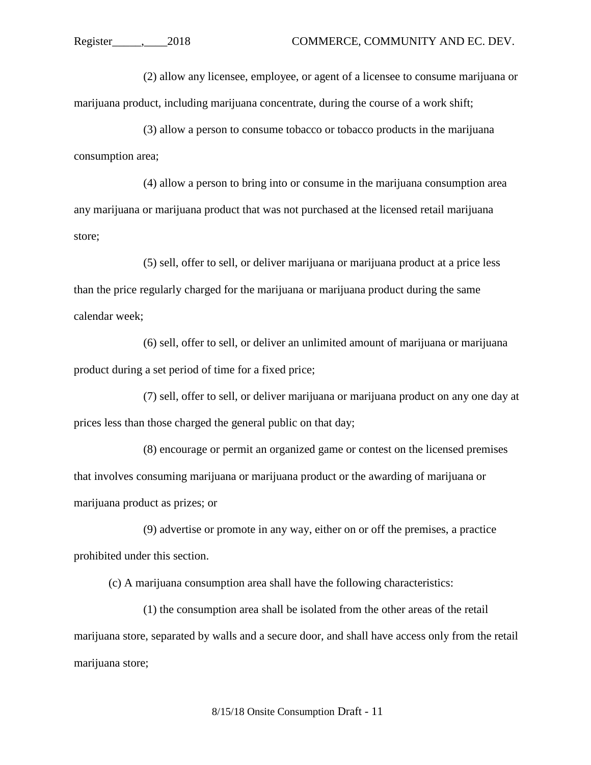(2) allow any licensee, employee, or agent of a licensee to consume marijuana or marijuana product, including marijuana concentrate, during the course of a work shift;

(3) allow a person to consume tobacco or tobacco products in the marijuana consumption area;

(4) allow a person to bring into or consume in the marijuana consumption area any marijuana or marijuana product that was not purchased at the licensed retail marijuana store;

(5) sell, offer to sell, or deliver marijuana or marijuana product at a price less than the price regularly charged for the marijuana or marijuana product during the same calendar week;

(6) sell, offer to sell, or deliver an unlimited amount of marijuana or marijuana product during a set period of time for a fixed price;

(7) sell, offer to sell, or deliver marijuana or marijuana product on any one day at prices less than those charged the general public on that day;

(8) encourage or permit an organized game or contest on the licensed premises that involves consuming marijuana or marijuana product or the awarding of marijuana or marijuana product as prizes; or

(9) advertise or promote in any way, either on or off the premises, a practice prohibited under this section.

(c) A marijuana consumption area shall have the following characteristics:

(1) the consumption area shall be isolated from the other areas of the retail marijuana store, separated by walls and a secure door, and shall have access only from the retail marijuana store;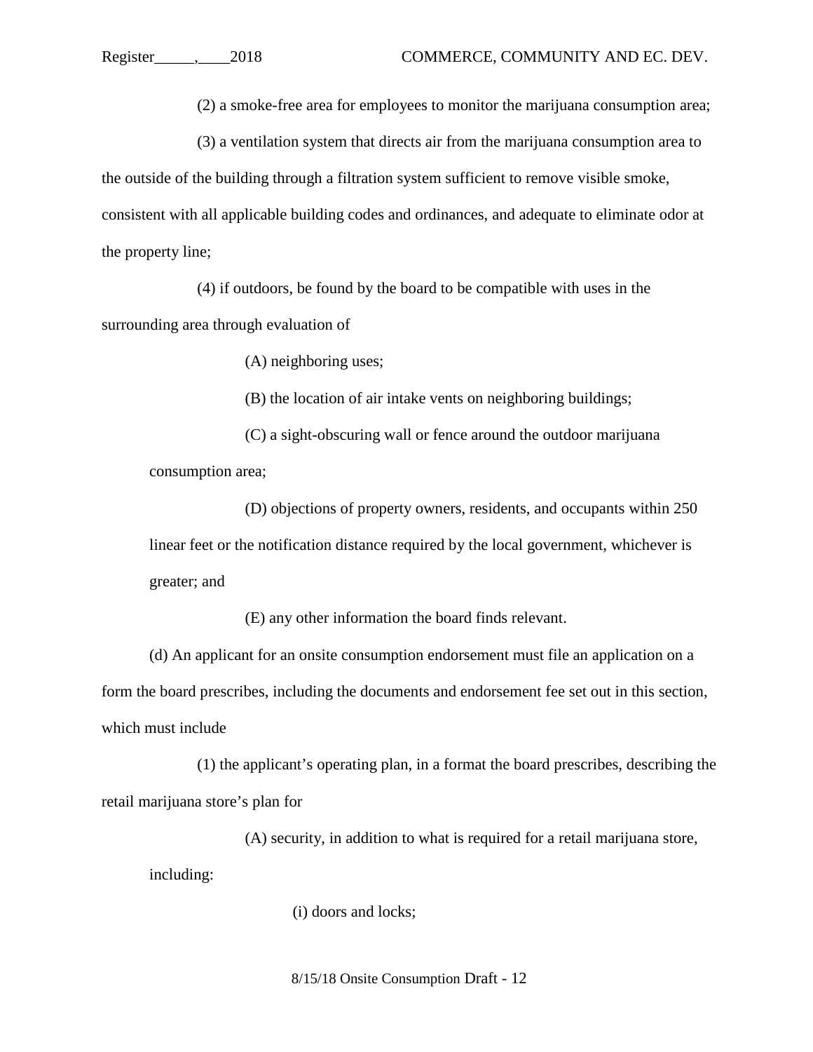(2) a smoke-free area for employees to monitor the marijuana consumption area;

(3) a ventilation system that directs air from the marijuana consumption area to the outside of the building through a filtration system sufficient to remove visible smoke, consistent with all applicable building codes and ordinances, and adequate to eliminate odor at the property line;

(4) if outdoors, be found by the board to be compatible with uses in the surrounding area through evaluation of

(A) neighboring uses;

(B) the location of air intake vents on neighboring buildings;

(C) a sight-obscuring wall or fence around the outdoor marijuana consumption area;

(D) objections of property owners, residents, and occupants within 250 linear feet or the notification distance required by the local government, whichever is greater; and

(E) any other information the board finds relevant.

(d) An applicant for an onsite consumption endorsement must file an application on a form the board prescribes, including the documents and endorsement fee set out in this section, which must include

(1) the applicant's operating plan, in a format the board prescribes, describing the retail marijuana store's plan for

(A) security, in addition to what is required for a retail marijuana store, including:

(i) doors and locks;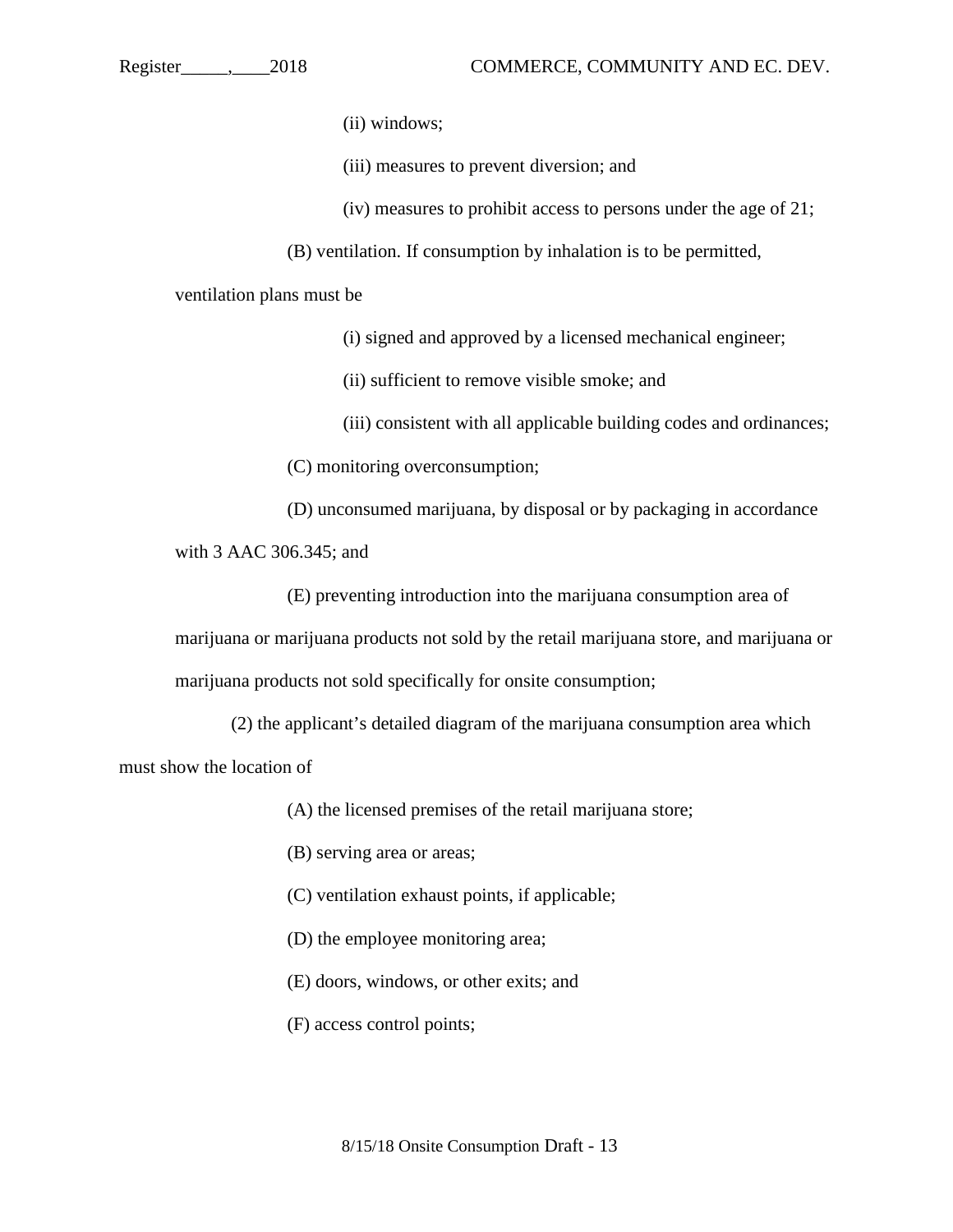(ii) windows;

(iii) measures to prevent diversion; and

(iv) measures to prohibit access to persons under the age of 21;

(B) ventilation. If consumption by inhalation is to be permitted, ventilation plans must be

(i) signed and approved by a licensed mechanical engineer;

(ii) sufficient to remove visible smoke; and

(iii) consistent with all applicable building codes and ordinances;

(C) monitoring overconsumption;

(D) unconsumed marijuana, by disposal or by packaging in accordance with 3 AAC 306.345; and

(E) preventing introduction into the marijuana consumption area of marijuana or marijuana products not sold by the retail marijuana store, and marijuana or marijuana products not sold specifically for onsite consumption;

(2) the applicant's detailed diagram of the marijuana consumption area which must show the location of

(A) the licensed premises of the retail marijuana store;

(B) serving area or areas;

(C) ventilation exhaust points, if applicable;

(D) the employee monitoring area;

(E) doors, windows, or other exits; and

(F) access control points;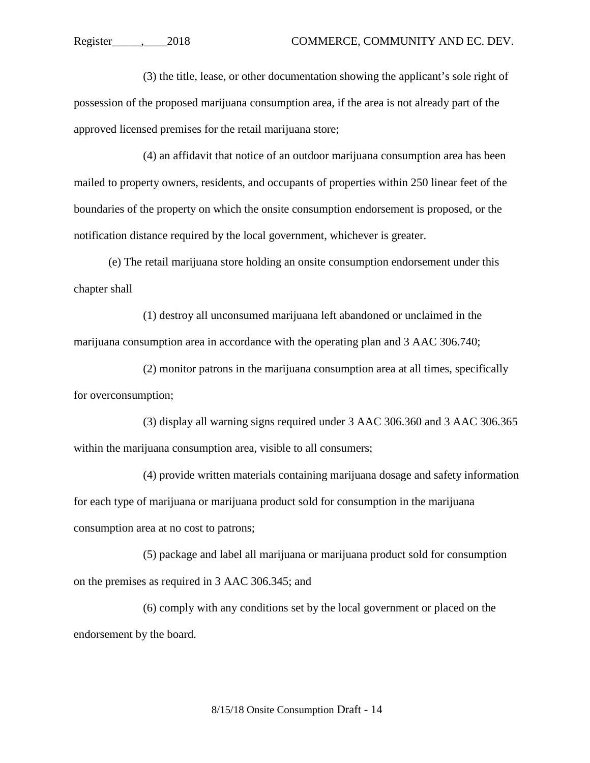(3) the title, lease, or other documentation showing the applicant's sole right of possession of the proposed marijuana consumption area, if the area is not already part of the approved licensed premises for the retail marijuana store;

(4) an affidavit that notice of an outdoor marijuana consumption area has been mailed to property owners, residents, and occupants of properties within 250 linear feet of the boundaries of the property on which the onsite consumption endorsement is proposed, or the notification distance required by the local government, whichever is greater.

(e) The retail marijuana store holding an onsite consumption endorsement under this chapter shall

(1) destroy all unconsumed marijuana left abandoned or unclaimed in the marijuana consumption area in accordance with the operating plan and 3 AAC 306.740;

(2) monitor patrons in the marijuana consumption area at all times, specifically for overconsumption;

(3) display all warning signs required under 3 AAC 306.360 and 3 AAC 306.365 within the marijuana consumption area, visible to all consumers;

(4) provide written materials containing marijuana dosage and safety information for each type of marijuana or marijuana product sold for consumption in the marijuana consumption area at no cost to patrons;

(5) package and label all marijuana or marijuana product sold for consumption on the premises as required in 3 AAC 306.345; and

(6) comply with any conditions set by the local government or placed on the endorsement by the board.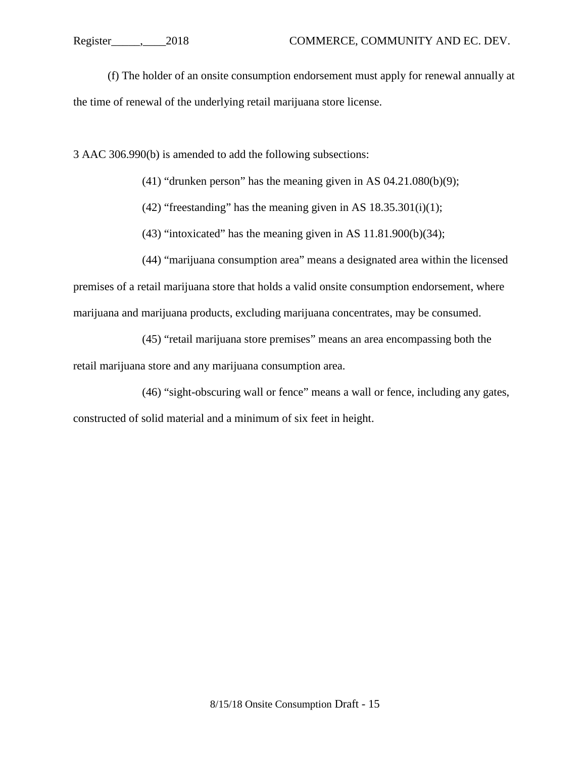(f) The holder of an onsite consumption endorsement must apply for renewal annually at the time of renewal of the underlying retail marijuana store license.

3 AAC 306.990(b) is amended to add the following subsections:

(41) "drunken person" has the meaning given in AS 04.21.080(b)(9);

(42) "freestanding" has the meaning given in AS 18.35.301(i)(1);

(43) "intoxicated" has the meaning given in AS 11.81.900(b)(34);

(44) "marijuana consumption area" means a designated area within the licensed premises of a retail marijuana store that holds a valid onsite consumption endorsement, where marijuana and marijuana products, excluding marijuana concentrates, may be consumed.

(45) "retail marijuana store premises" means an area encompassing both the retail marijuana store and any marijuana consumption area.

(46) "sight-obscuring wall or fence" means a wall or fence, including any gates, constructed of solid material and a minimum of six feet in height.